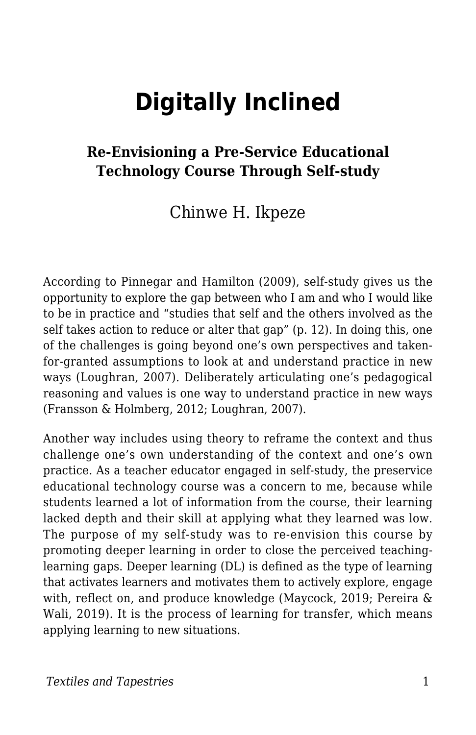# Digitally Inclined

### Re-Envisioning a Pre-Service Educational Technology Course Through Self-study

Chinwe H. Ikpeze

According to Pinnegar and Hamilton (2009), self-study gives us the opportunity to explore the gap between who I am and who I would like to be in practice and "studies that self and the others involved as the self takes action to reduce or alter that gap" (p. 12). In doing this, one of the challenges is going beyond one's own perspectives and taken-for-granted assumptions to look at and understand practice in new ways (Loughran, 2007). Deliberately articulating one's pedagogical reasoning and values is one way to understand practice in new ways (Fransson & Holmberg, 2012; Loughran, 2007).

Another way includes using theory to reframe the context and thus challenge one's own understanding of the context and one's own practice. As a teacher educator engaged in self-study, the preservice educational technology course was a concern to me, because while students learned a lot of information from the course, their learning lacked depth and their skill at applying what they learned was low. The purpose of my self-study was to re-envision this course by promoting deeper learning in order to close the perceived teaching-learning gaps. Deeper learning (DL) is defined as the type of learning that activates learners and motivates them to actively explore, engage with, reflect on, and produce knowledge (Maycock, 2019; Pereira & Wali, 2019). It is the process of learning for transfer, which means applying learning to new situations.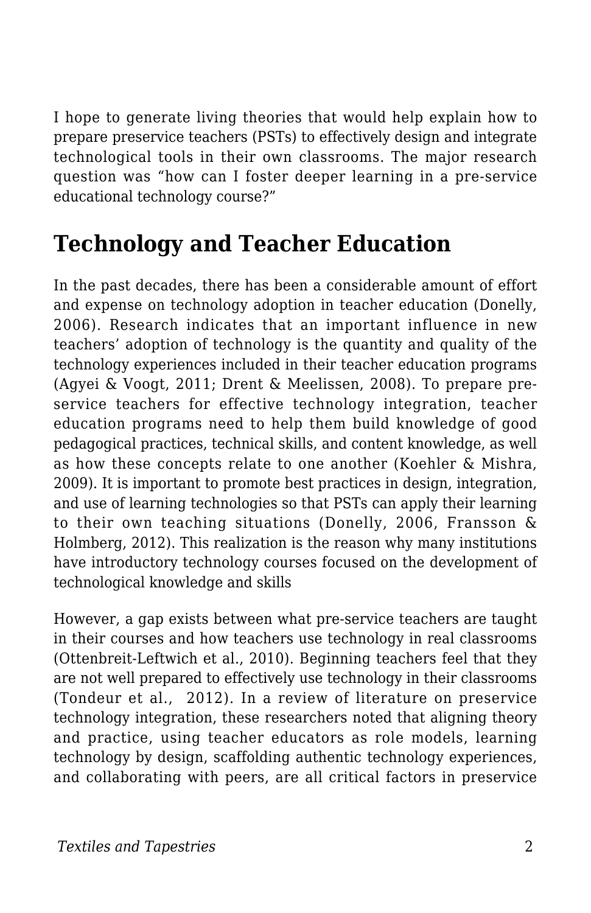I hope to generate living theories that would help explain how to prepare preservice teachers (PSTs) to effectively design and integrate technological tools in their own classrooms. The major research question was "how can I foster deeper learning in a pre-service educational technology course?"

## Technology and Teacher Education

In the past decades, there has been a considerable amount of effort and expense on technology adoption in teacher education (Donelly, 2006). Research indicates that an important influence in new teachers' adoption of technology is the quantity and quality of the technology experiences included in their teacher education programs (Agyei & Voogt, 2011; Drent & Meelissen, 2008). To prepare pre-service teachers for effective technology integration, teacher education programs need to help them build knowledge of good pedagogical practices, technical skills, and content knowledge, as well as how these concepts relate to one another (Koehler & Mishra, 2009). It is important to promote best practices in design, integration, and use of learning technologies so that PSTs can apply their learning to their own teaching situations (Donelly, 2006, Fransson & Holmberg, 2012). This realization is the reason why many institutions have introductory technology courses focused on the development of technological knowledge and skills

However, a gap exists between what pre-service teachers are taught in their courses and how teachers use technology in real classrooms (Ottenbreit-Leftwich et al., 2010). Beginning teachers feel that they are not well prepared to effectively use technology in their classrooms (Tondeur et al., 2012). In a review of literature on preservice technology integration, these researchers noted that aligning theory and practice, using teacher educators as role models, learning technology by design, scaffolding authentic technology experiences, and collaborating with peers, are all critical factors in preservice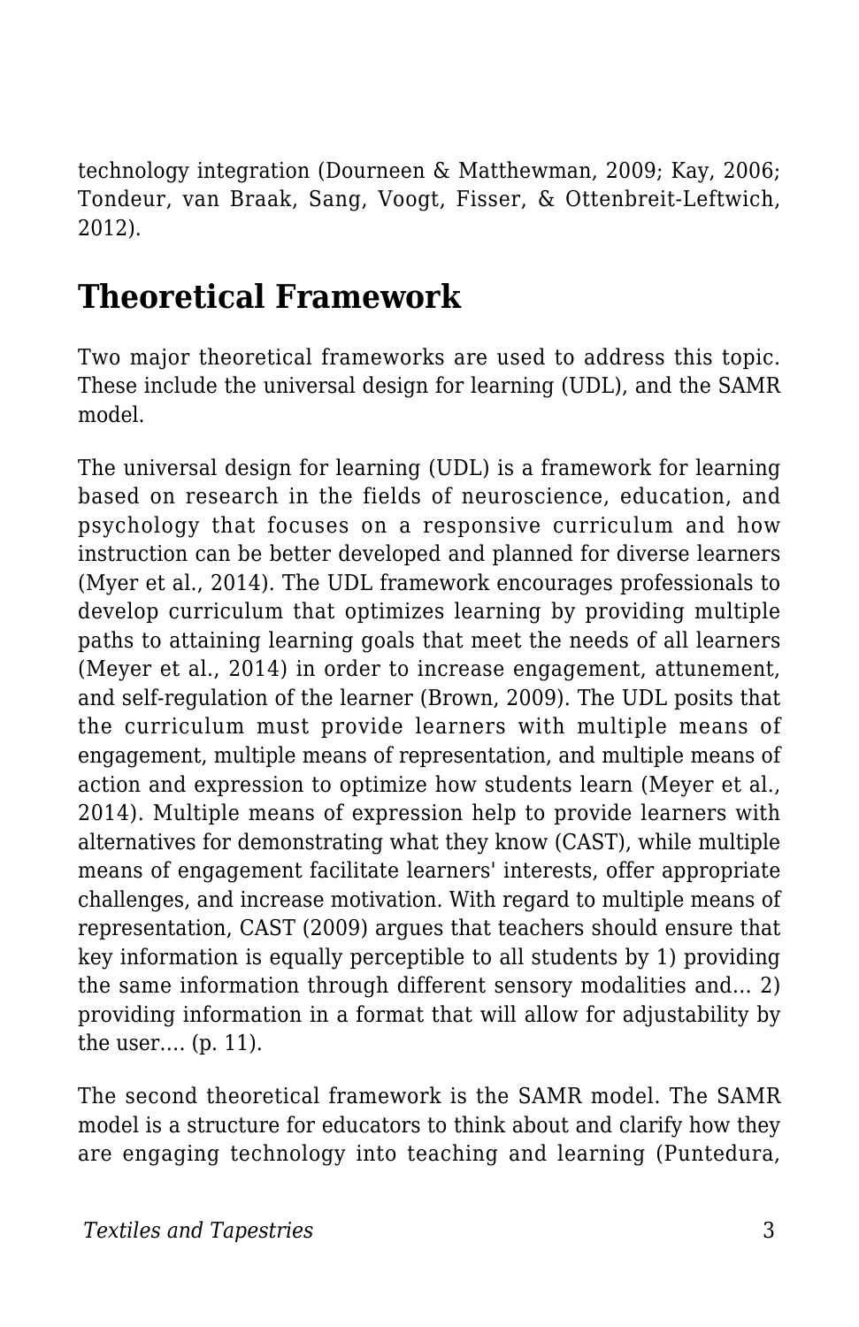technology integration (Dourneen & Matthewman, 2009; Kay, 2006; Tondeur, van Braak, Sang, Voogt, Fisser, & Ottenbreit-Leftwich, 2012).

## Theoretical Framework

Two major theoretical frameworks are used to address this topic. These include the universal design for learning (UDL), and the SAMR model.

The universal design for learning (UDL) is a framework for learning based on research in the fields of neuroscience, education, and psychology that focuses on a responsive curriculum and how instruction can be better developed and planned for diverse learners (Myer et al., 2014). The UDL framework encourages professionals to develop curriculum that optimizes learning by providing multiple paths to attaining learning goals that meet the needs of all learners (Meyer et al., 2014) in order to increase engagement, attunement, and self-regulation of the learner (Brown, 2009). The UDL posits that the curriculum must provide learners with multiple means of engagement, multiple means of representation, and multiple means of action and expression to optimize how students learn (Meyer et al., 2014). Multiple means of expression help to provide learners with alternatives for demonstrating what they know (CAST), while multiple means of engagement facilitate learners' interests, offer appropriate challenges, and increase motivation. With regard to multiple means of representation, CAST (2009) argues that teachers should ensure that key information is equally perceptible to all students by 1) providing the same information through different sensory modalities and... 2) providing information in a format that will allow for adjustability by the user.... (p. 11).

The second theoretical framework is the SAMR model. The SAMR model is a structure for educators to think about and clarify how they are engaging technology into teaching and learning (Puntedura,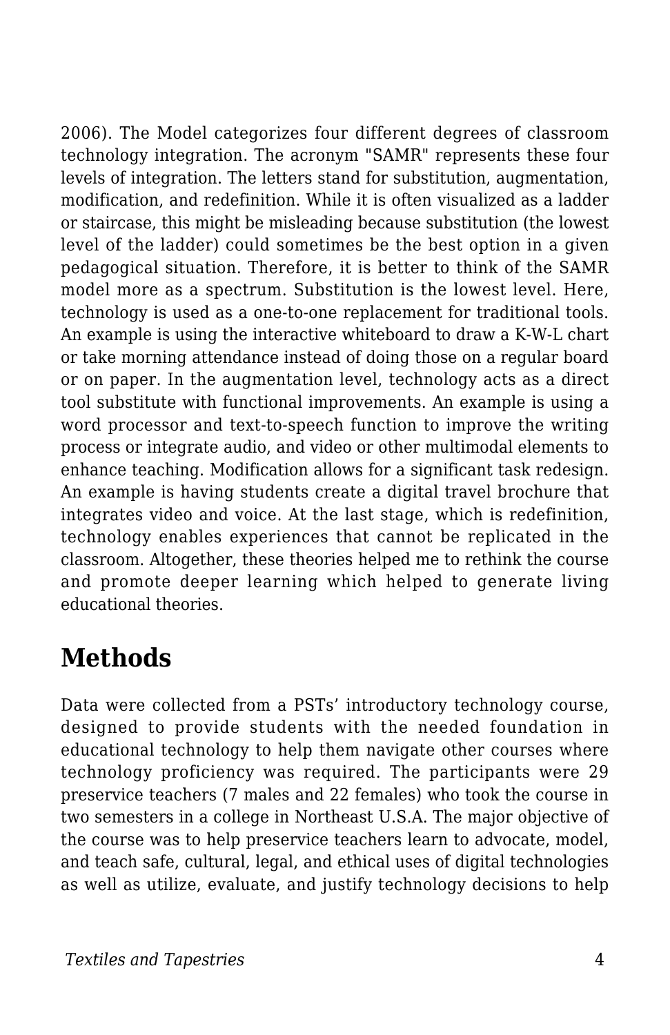2006). The Model categorizes four different degrees of classroom technology integration. The acronym "SAMR" represents these four levels of integration. The letters stand for substitution, augmentation, modification, and redefinition. While it is often visualized as a ladder or staircase, this might be misleading because substitution (the lowest level of the ladder) could sometimes be the best option in a given pedagogical situation. Therefore, it is better to think of the SAMR model more as a spectrum. Substitution is the lowest level. Here, technology is used as a one-to-one replacement for traditional tools. An example is using the interactive whiteboard to draw a K-W-L chart or take morning attendance instead of doing those on a regular board or on paper. In the augmentation level, technology acts as a direct tool substitute with functional improvements. An example is using a word processor and text-to-speech function to improve the writing process or integrate audio, and video or other multimodal elements to enhance teaching. Modification allows for a significant task redesign. An example is having students create a digital travel brochure that integrates video and voice. At the last stage, which is redefinition, technology enables experiences that cannot be replicated in the classroom. Altogether, these theories helped me to rethink the course and promote deeper learning which helped to generate living educational theories.

## Methods

Data were collected from a PSTs' introductory technology course, designed to provide students with the needed foundation in educational technology to help them navigate other courses where technology proficiency was required. The participants were 29 preservice teachers (7 males and 22 females) who took the course in two semesters in a college in Northeast U.S.A. The major objective of the course was to help preservice teachers learn to advocate, model, and teach safe, cultural, legal, and ethical uses of digital technologies as well as utilize, evaluate, and justify technology decisions to help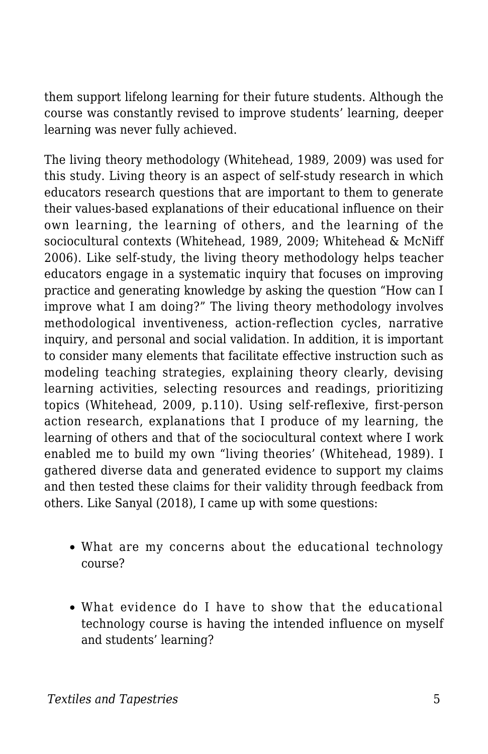them support lifelong learning for their future students. Although the course was constantly revised to improve students' learning, deeper learning was never fully achieved.

The living theory methodology (Whitehead, 1989, 2009) was used for this study. Living theory is an aspect of self-study research in which educators research questions that are important to them to generate their values-based explanations of their educational influence on their own learning, the learning of others, and the learning of the sociocultural contexts (Whitehead, 1989, 2009; Whitehead & McNiff 2006). Like self-study, the living theory methodology helps teacher educators engage in a systematic inquiry that focuses on improving practice and generating knowledge by asking the question "How can I improve what I am doing?" The living theory methodology involves methodological inventiveness, action-reflection cycles, narrative inquiry, and personal and social validation. In addition, it is important to consider many elements that facilitate effective instruction such as modeling teaching strategies, explaining theory clearly, devising learning activities, selecting resources and readings, prioritizing topics (Whitehead, 2009, p.110). Using self-reflexive, first-person action research, explanations that I produce of my learning, the learning of others and that of the sociocultural context where I work enabled me to build my own "living theories' (Whitehead, 1989). I gathered diverse data and generated evidence to support my claims and then tested these claims for their validity through feedback from others. Like Sanyal (2018), I came up with some questions:

- What are my concerns about the educational technology course?
- What evidence do I have to show that the educational technology course is having the intended influence on myself and students' learning?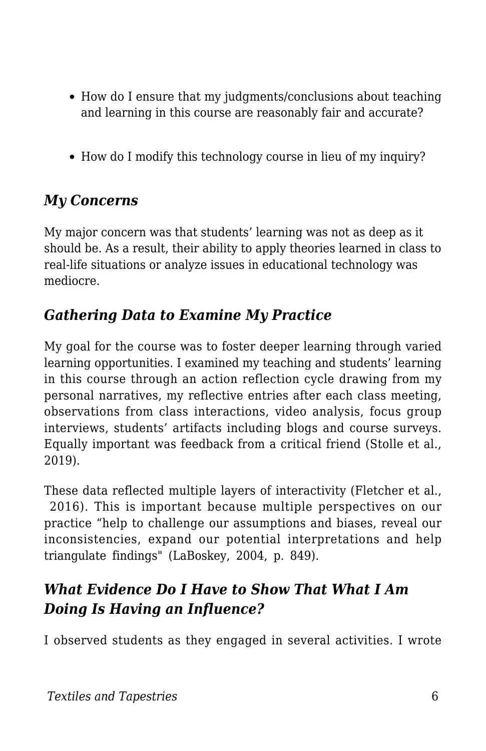- How do I ensure that my judgments/conclusions about teaching and learning in this course are reasonably fair and accurate?
- How do I modify this technology course in lieu of my inquiry?

### *My Concerns*

My major concern was that students' learning was not as deep as it should be. As a result, their ability to apply theories learned in class to real-life situations or analyze issues in educational technology was mediocre.

### *Gathering Data to Examine My Practice*

My goal for the course was to foster deeper learning through varied learning opportunities. I examined my teaching and students' learning in this course through an action reflection cycle drawing from my personal narratives, my reflective entries after each class meeting, observations from class interactions, video analysis, focus group interviews, students' artifacts including blogs and course surveys. Equally important was feedback from a critical friend (Stolle et al., 2019).

These data reflected multiple layers of interactivity (Fletcher et al., 2016). This is important because multiple perspectives on our practice "help to challenge our assumptions and biases, reveal our inconsistencies, expand our potential interpretations and help triangulate findings" (LaBoskey, 2004, p. 849).

### *What Evidence Do I Have to Show That What I Am Doing Is Having an Influence?*

I observed students as they engaged in several activities. I wrote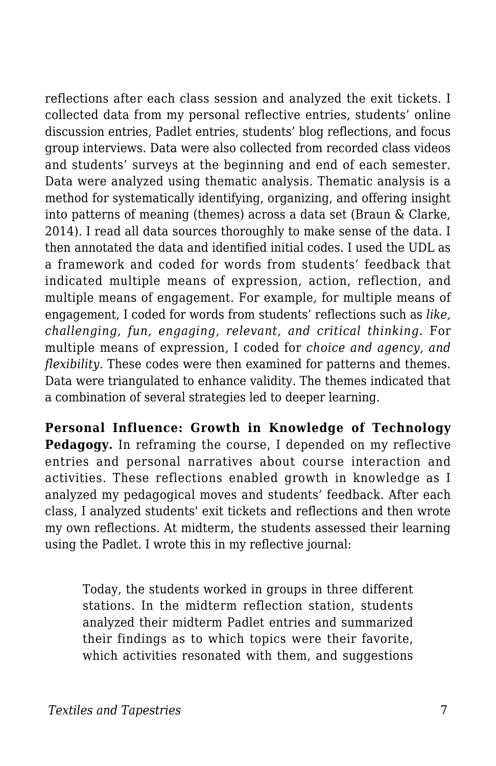reflections after each class session and analyzed the exit tickets. I collected data from my personal reflective entries, students' online discussion entries, Padlet entries, students' blog reflections, and focus group interviews. Data were also collected from recorded class videos and students' surveys at the beginning and end of each semester. Data were analyzed using thematic analysis. Thematic analysis is a method for systematically identifying, organizing, and offering insight into patterns of meaning (themes) across a data set (Braun & Clarke, 2014). I read all data sources thoroughly to make sense of the data. I then annotated the data and identified initial codes. I used the UDL as a framework and coded for words from students' feedback that indicated multiple means of expression, action, reflection, and multiple means of engagement. For example, for multiple means of engagement, I coded for words from students' reflections such as *like, challenging, fun, engaging, relevant, and critical thinking.* For multiple means of expression, I coded for *choice and agency, and flexibility*. These codes were then examined for patterns and themes. Data were triangulated to enhance validity. The themes indicated that a combination of several strategies led to deeper learning.

**Personal Influence: Growth in Knowledge of Technology Pedagogy.** In reframing the course, I depended on my reflective entries and personal narratives about course interaction and activities. These reflections enabled growth in knowledge as I analyzed my pedagogical moves and students' feedback. After each class, I analyzed students' exit tickets and reflections and then wrote my own reflections. At midterm, the students assessed their learning using the Padlet. I wrote this in my reflective journal:

> Today, the students worked in groups in three different stations. In the midterm reflection station, students analyzed their midterm Padlet entries and summarized their findings as to which topics were their favorite, which activities resonated with them, and suggestions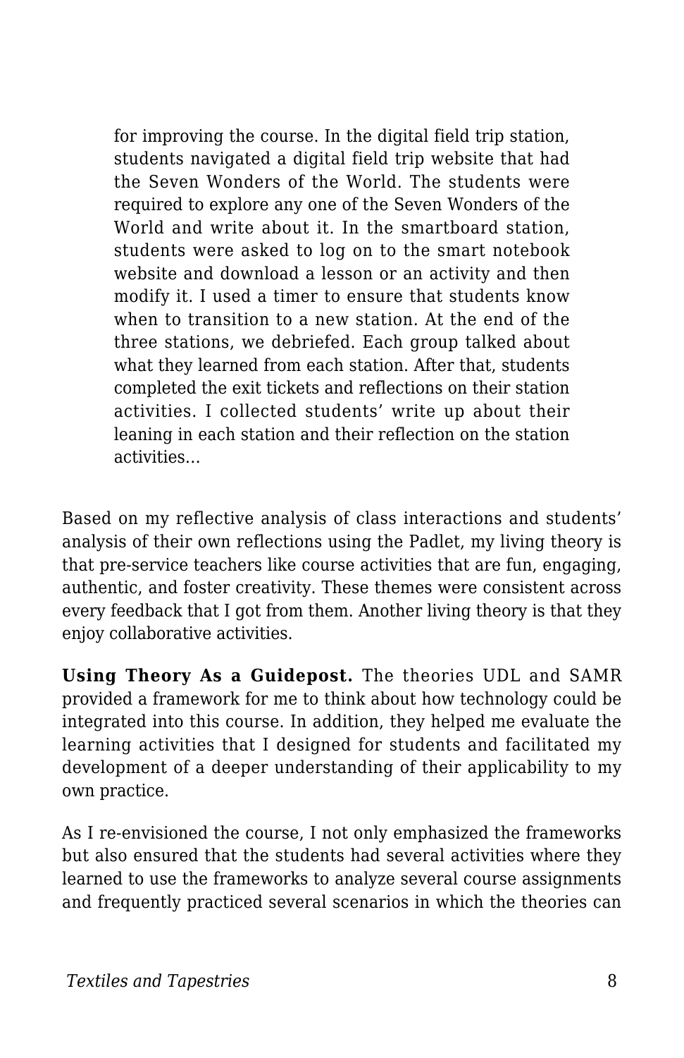> for improving the course. In the digital field trip station, students navigated a digital field trip website that had the Seven Wonders of the World. The students were required to explore any one of the Seven Wonders of the World and write about it. In the smartboard station, students were asked to log on to the smart notebook website and download a lesson or an activity and then modify it. I used a timer to ensure that students know when to transition to a new station. At the end of the three stations, we debriefed. Each group talked about what they learned from each station. After that, students completed the exit tickets and reflections on their station activities. I collected students' write up about their leaning in each station and their reflection on the station activities…

Based on my reflective analysis of class interactions and students' analysis of their own reflections using the Padlet, my living theory is that pre-service teachers like course activities that are fun, engaging, authentic, and foster creativity. These themes were consistent across every feedback that I got from them. Another living theory is that they enjoy collaborative activities.

**Using Theory As a Guidepost.** The theories UDL and SAMR provided a framework for me to think about how technology could be integrated into this course. In addition, they helped me evaluate the learning activities that I designed for students and facilitated my development of a deeper understanding of their applicability to my own practice.

As I re-envisioned the course, I not only emphasized the frameworks but also ensured that the students had several activities where they learned to use the frameworks to analyze several course assignments and frequently practiced several scenarios in which the theories can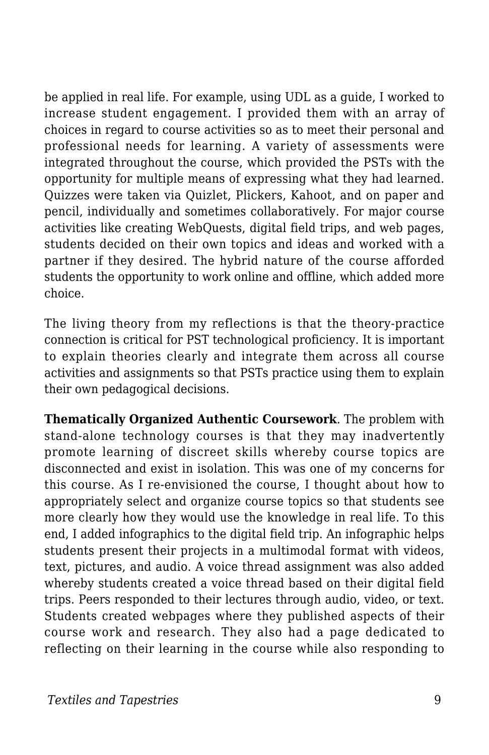be applied in real life. For example, using UDL as a guide, I worked to increase student engagement. I provided them with an array of choices in regard to course activities so as to meet their personal and professional needs for learning. A variety of assessments were integrated throughout the course, which provided the PSTs with the opportunity for multiple means of expressing what they had learned. Quizzes were taken via Quizlet, Plickers, Kahoot, and on paper and pencil, individually and sometimes collaboratively. For major course activities like creating WebQuests, digital field trips, and web pages, students decided on their own topics and ideas and worked with a partner if they desired. The hybrid nature of the course afforded students the opportunity to work online and offline, which added more choice.

The living theory from my reflections is that the theory-practice connection is critical for PST technological proficiency. It is important to explain theories clearly and integrate them across all course activities and assignments so that PSTs practice using them to explain their own pedagogical decisions.

**Thematically Organized Authentic Coursework**. The problem with stand-alone technology courses is that they may inadvertently promote learning of discreet skills whereby course topics are disconnected and exist in isolation. This was one of my concerns for this course. As I re-envisioned the course, I thought about how to appropriately select and organize course topics so that students see more clearly how they would use the knowledge in real life. To this end, I added infographics to the digital field trip. An infographic helps students present their projects in a multimodal format with videos, text, pictures, and audio. A voice thread assignment was also added whereby students created a voice thread based on their digital field trips. Peers responded to their lectures through audio, video, or text. Students created webpages where they published aspects of their course work and research. They also had a page dedicated to reflecting on their learning in the course while also responding to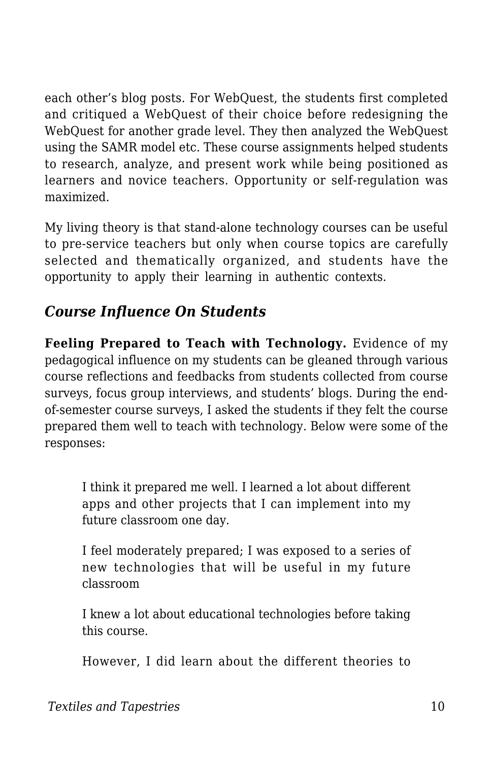each other's blog posts. For WebQuest, the students first completed and critiqued a WebQuest of their choice before redesigning the WebQuest for another grade level. They then analyzed the WebQuest using the SAMR model etc. These course assignments helped students to research, analyze, and present work while being positioned as learners and novice teachers. Opportunity or self-regulation was maximized.

My living theory is that stand-alone technology courses can be useful to pre-service teachers but only when course topics are carefully selected and thematically organized, and students have the opportunity to apply their learning in authentic contexts.

### *Course Influence On Students*

**Feeling Prepared to Teach with Technology.** Evidence of my pedagogical influence on my students can be gleaned through various course reflections and feedbacks from students collected from course surveys, focus group interviews, and students' blogs. During the end-of-semester course surveys, I asked the students if they felt the course prepared them well to teach with technology. Below were some of the responses:

> I think it prepared me well. I learned a lot about different apps and other projects that I can implement into my future classroom one day.
>
> I feel moderately prepared; I was exposed to a series of new technologies that will be useful in my future classroom
>
> I knew a lot about educational technologies before taking this course.
>
> However, I did learn about the different theories to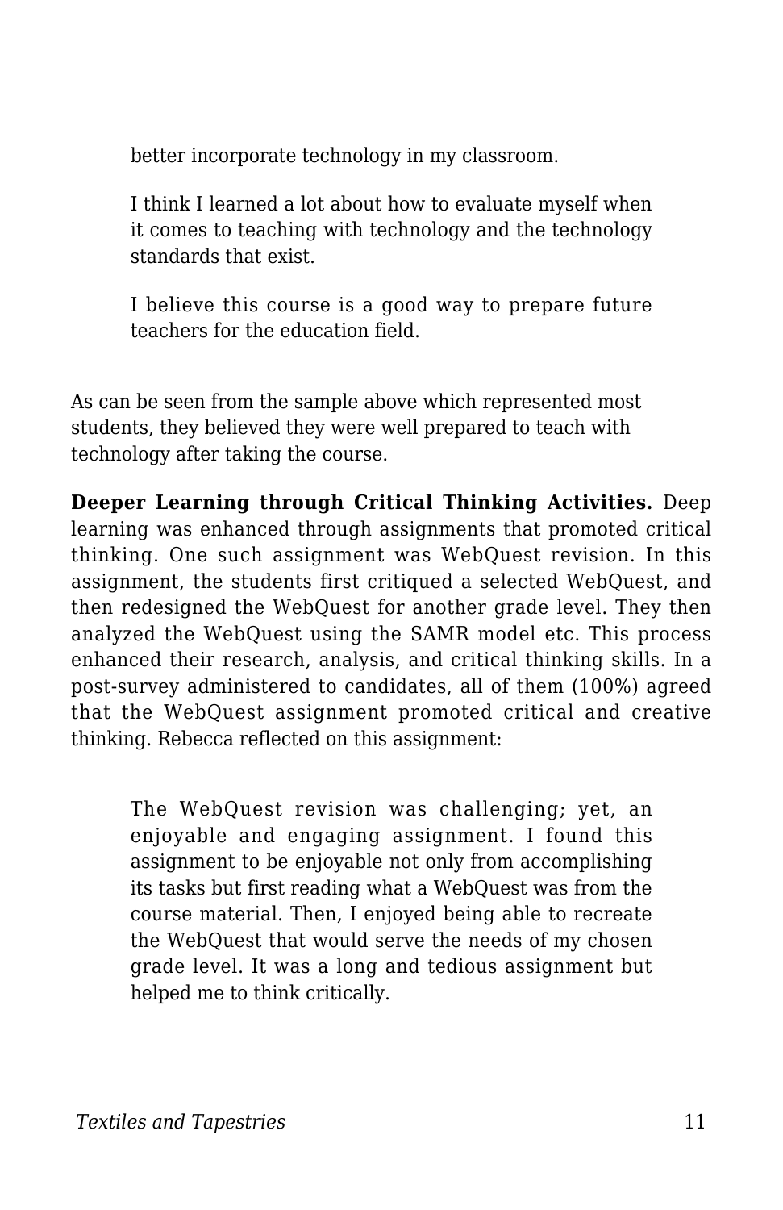> better incorporate technology in my classroom.
>
> I think I learned a lot about how to evaluate myself when it comes to teaching with technology and the technology standards that exist.
>
> I believe this course is a good way to prepare future teachers for the education field.

As can be seen from the sample above which represented most students, they believed they were well prepared to teach with technology after taking the course.

**Deeper Learning through Critical Thinking Activities.** Deep learning was enhanced through assignments that promoted critical thinking. One such assignment was WebQuest revision. In this assignment, the students first critiqued a selected WebQuest, and then redesigned the WebQuest for another grade level. They then analyzed the WebQuest using the SAMR model etc. This process enhanced their research, analysis, and critical thinking skills. In a post-survey administered to candidates, all of them (100%) agreed that the WebQuest assignment promoted critical and creative thinking. Rebecca reflected on this assignment:

> The WebQuest revision was challenging; yet, an enjoyable and engaging assignment. I found this assignment to be enjoyable not only from accomplishing its tasks but first reading what a WebQuest was from the course material. Then, I enjoyed being able to recreate the WebQuest that would serve the needs of my chosen grade level. It was a long and tedious assignment but helped me to think critically.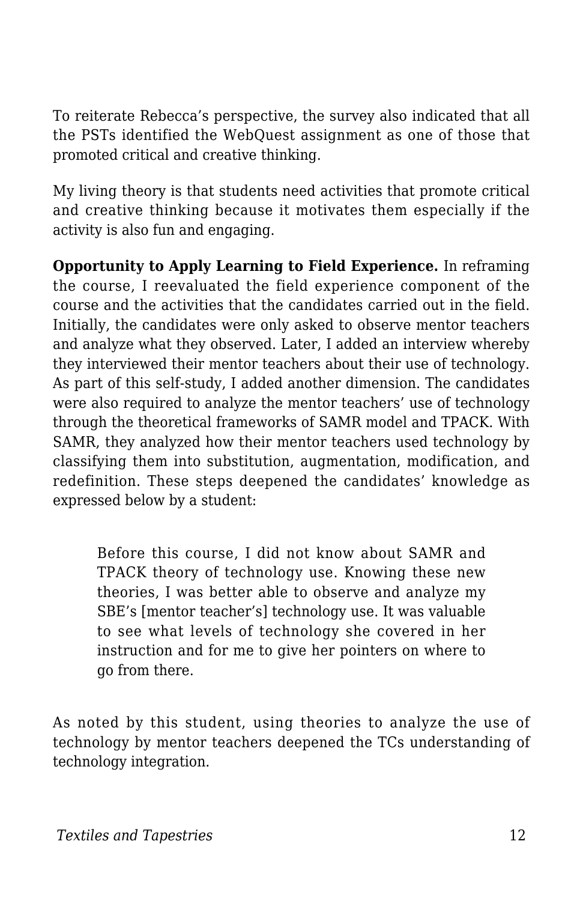To reiterate Rebecca's perspective, the survey also indicated that all the PSTs identified the WebQuest assignment as one of those that promoted critical and creative thinking.

My living theory is that students need activities that promote critical and creative thinking because it motivates them especially if the activity is also fun and engaging.

**Opportunity to Apply Learning to Field Experience.** In reframing the course, I reevaluated the field experience component of the course and the activities that the candidates carried out in the field. Initially, the candidates were only asked to observe mentor teachers and analyze what they observed. Later, I added an interview whereby they interviewed their mentor teachers about their use of technology. As part of this self-study, I added another dimension. The candidates were also required to analyze the mentor teachers' use of technology through the theoretical frameworks of SAMR model and TPACK. With SAMR, they analyzed how their mentor teachers used technology by classifying them into substitution, augmentation, modification, and redefinition. These steps deepened the candidates' knowledge as expressed below by a student:

> Before this course, I did not know about SAMR and TPACK theory of technology use. Knowing these new theories, I was better able to observe and analyze my SBE's [mentor teacher's] technology use. It was valuable to see what levels of technology she covered in her instruction and for me to give her pointers on where to go from there.

As noted by this student, using theories to analyze the use of technology by mentor teachers deepened the TCs understanding of technology integration.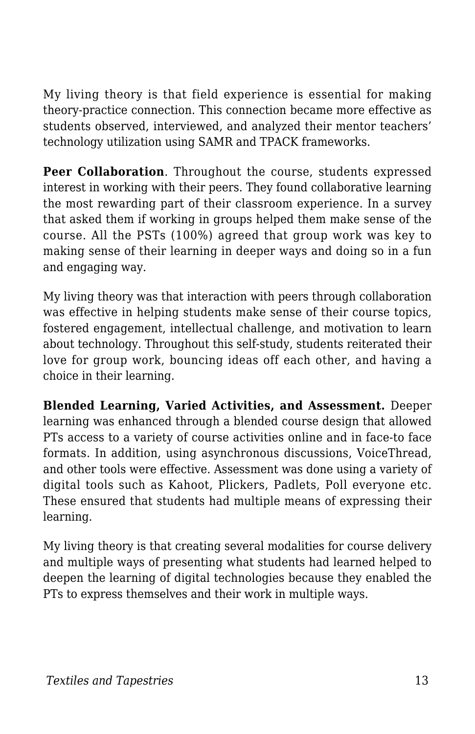My living theory is that field experience is essential for making theory-practice connection. This connection became more effective as students observed, interviewed, and analyzed their mentor teachers' technology utilization using SAMR and TPACK frameworks.

**Peer Collaboration**. Throughout the course, students expressed interest in working with their peers. They found collaborative learning the most rewarding part of their classroom experience. In a survey that asked them if working in groups helped them make sense of the course. All the PSTs (100%) agreed that group work was key to making sense of their learning in deeper ways and doing so in a fun and engaging way.

My living theory was that interaction with peers through collaboration was effective in helping students make sense of their course topics, fostered engagement, intellectual challenge, and motivation to learn about technology. Throughout this self-study, students reiterated their love for group work, bouncing ideas off each other, and having a choice in their learning.

**Blended Learning, Varied Activities, and Assessment.** Deeper learning was enhanced through a blended course design that allowed PTs access to a variety of course activities online and in face-to face formats. In addition, using asynchronous discussions, VoiceThread, and other tools were effective. Assessment was done using a variety of digital tools such as Kahoot, Plickers, Padlets, Poll everyone etc. These ensured that students had multiple means of expressing their learning.

My living theory is that creating several modalities for course delivery and multiple ways of presenting what students had learned helped to deepen the learning of digital technologies because they enabled the PTs to express themselves and their work in multiple ways.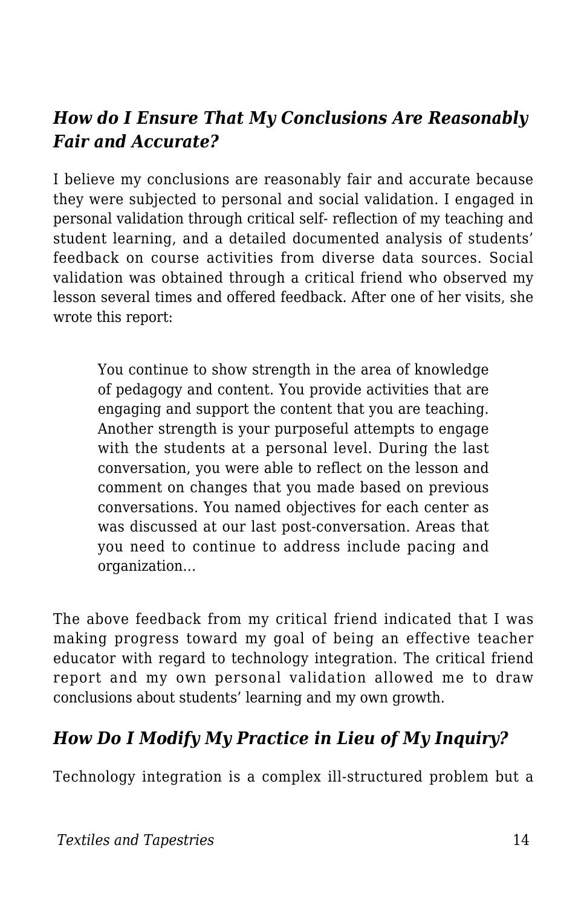### *How do I Ensure That My Conclusions Are Reasonably Fair and Accurate?*

I believe my conclusions are reasonably fair and accurate because they were subjected to personal and social validation. I engaged in personal validation through critical self- reflection of my teaching and student learning, and a detailed documented analysis of students' feedback on course activities from diverse data sources. Social validation was obtained through a critical friend who observed my lesson several times and offered feedback. After one of her visits, she wrote this report:

> You continue to show strength in the area of knowledge of pedagogy and content. You provide activities that are engaging and support the content that you are teaching. Another strength is your purposeful attempts to engage with the students at a personal level. During the last conversation, you were able to reflect on the lesson and comment on changes that you made based on previous conversations. You named objectives for each center as was discussed at our last post-conversation. Areas that you need to continue to address include pacing and organization…

The above feedback from my critical friend indicated that I was making progress toward my goal of being an effective teacher educator with regard to technology integration. The critical friend report and my own personal validation allowed me to draw conclusions about students' learning and my own growth.

### *How Do I Modify My Practice in Lieu of My Inquiry?*

Technology integration is a complex ill-structured problem but a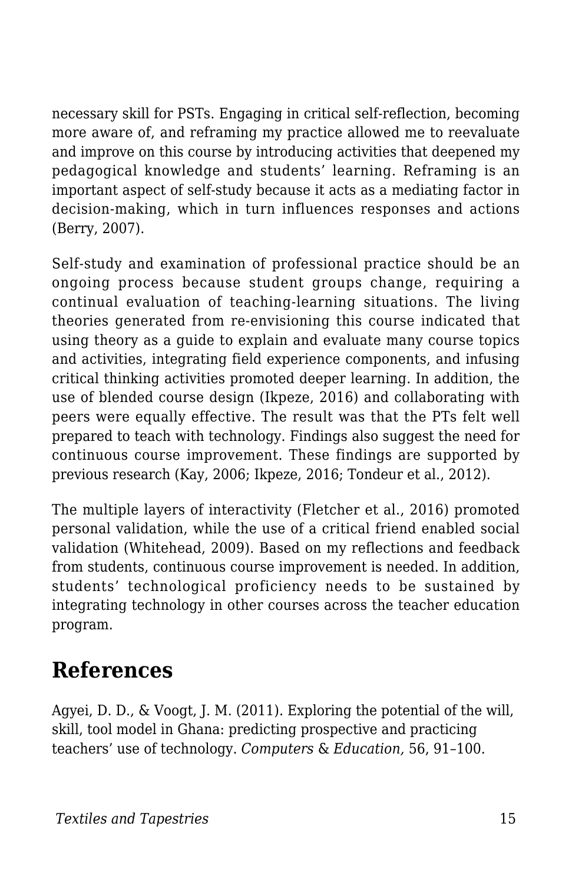necessary skill for PSTs. Engaging in critical self-reflection, becoming more aware of, and reframing my practice allowed me to reevaluate and improve on this course by introducing activities that deepened my pedagogical knowledge and students' learning. Reframing is an important aspect of self-study because it acts as a mediating factor in decision-making, which in turn influences responses and actions (Berry, 2007).

Self-study and examination of professional practice should be an ongoing process because student groups change, requiring a continual evaluation of teaching-learning situations. The living theories generated from re-envisioning this course indicated that using theory as a guide to explain and evaluate many course topics and activities, integrating field experience components, and infusing critical thinking activities promoted deeper learning. In addition, the use of blended course design (Ikpeze, 2016) and collaborating with peers were equally effective. The result was that the PTs felt well prepared to teach with technology. Findings also suggest the need for continuous course improvement. These findings are supported by previous research (Kay, 2006; Ikpeze, 2016; Tondeur et al., 2012).

The multiple layers of interactivity (Fletcher et al., 2016) promoted personal validation, while the use of a critical friend enabled social validation (Whitehead, 2009). Based on my reflections and feedback from students, continuous course improvement is needed. In addition, students' technological proficiency needs to be sustained by integrating technology in other courses across the teacher education program.

## References

Agyei, D. D., & Voogt, J. M. (2011). Exploring the potential of the will, skill, tool model in Ghana: predicting prospective and practicing teachers' use of technology. *Computers & Education,* 56, 91–100.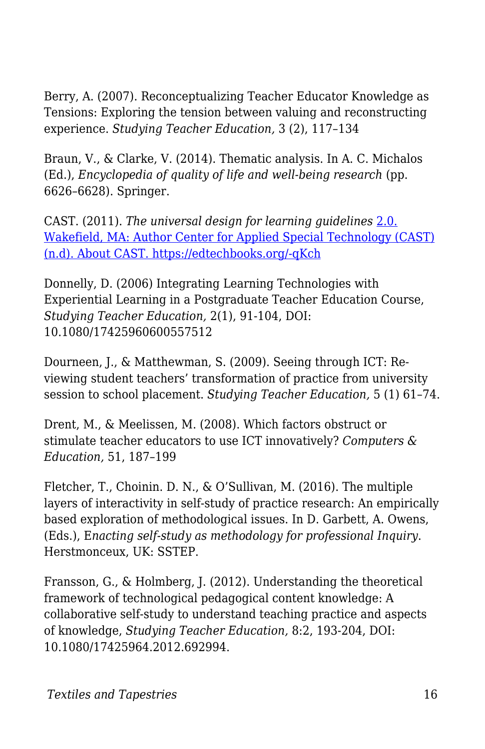Berry, A. (2007). Reconceptualizing Teacher Educator Knowledge as Tensions: Exploring the tension between valuing and reconstructing experience. *Studying Teacher Education,* 3 (2), 117–134

Braun, V., & Clarke, V. (2014). Thematic analysis. In A. C. Michalos (Ed.), *Encyclopedia of quality of life and well-being research* (pp. 6626–6628). Springer.

CAST. (2011). *The universal design for learning guidelines* [2.0. Wakefield, MA: Author Center for Applied Special Technology (CAST) (n.d). About CAST. https://edtechbooks.org/-qKch](https://edtechbooks.org/-qKch)

Donnelly, D. (2006) Integrating Learning Technologies with Experiential Learning in a Postgraduate Teacher Education Course, *Studying Teacher Education,* 2(1), 91-104, DOI: 10.1080/17425960600557512

Dourneen, J., & Matthewman, S. (2009). Seeing through ICT: Re-viewing student teachers' transformation of practice from university session to school placement. *Studying Teacher Education,* 5 (1) 61–74.

Drent, M., & Meelissen, M. (2008). Which factors obstruct or stimulate teacher educators to use ICT innovatively? *Computers & Education,* 51, 187–199

Fletcher, T., Choinin. D. N., & O'Sullivan, M. (2016). The multiple layers of interactivity in self-study of practice research: An empirically based exploration of methodological issues. In D. Garbett, A. Owens, (Eds.), E*nacting self-study as methodology for professional Inquiry*. Herstmonceux, UK: SSTEP.

Fransson, G., & Holmberg, J. (2012). Understanding the theoretical framework of technological pedagogical content knowledge: A collaborative self-study to understand teaching practice and aspects of knowledge, *Studying Teacher Education,* 8:2, 193-204, DOI: 10.1080/17425964.2012.692994.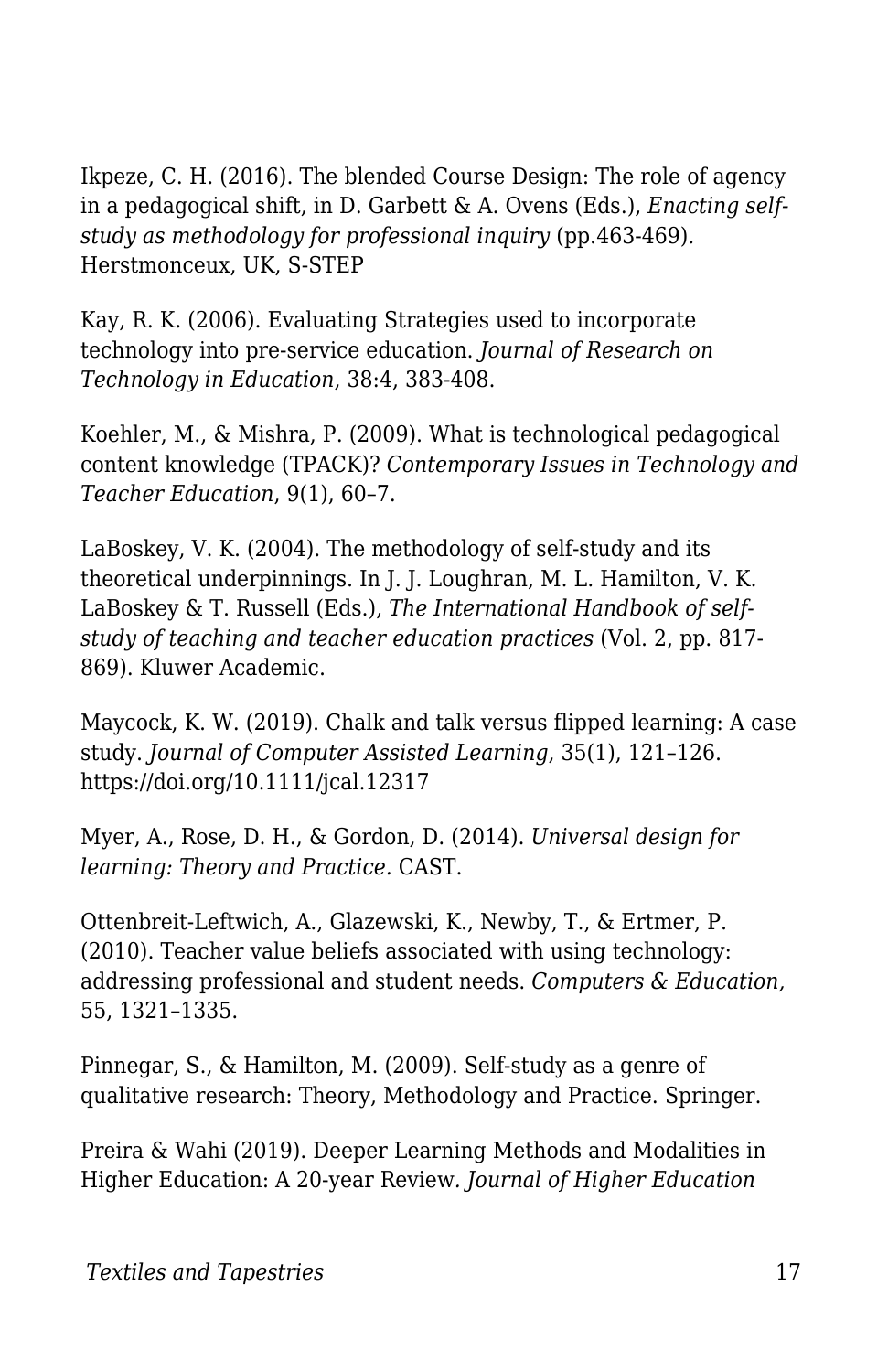Ikpeze, C. H. (2016). The blended Course Design: The role of agency in a pedagogical shift, in D. Garbett & A. Ovens (Eds.), *Enacting self-study as methodology for professional inquiry* (pp.463-469). Herstmonceux, UK, S-STEP

Kay, R. K. (2006). Evaluating Strategies used to incorporate technology into pre-service education. *Journal of Research on Technology in Education*, 38:4, 383-408.

Koehler, M., & Mishra, P. (2009). What is technological pedagogical content knowledge (TPACK)? *Contemporary Issues in Technology and Teacher Education*, 9(1), 60–7.

LaBoskey, V. K. (2004). The methodology of self-study and its theoretical underpinnings. In J. J. Loughran, M. L. Hamilton, V. K. LaBoskey & T. Russell (Eds.), *The International Handbook of self-study of teaching and teacher education practices* (Vol. 2, pp. 817-869). Kluwer Academic.

Maycock, K. W. (2019). Chalk and talk versus flipped learning: A case study. *Journal of Computer Assisted Learning*, 35(1), 121–126. https://doi.org/10.1111/jcal.12317

Myer, A., Rose, D. H., & Gordon, D. (2014). *Universal design for learning: Theory and Practice.* CAST.

Ottenbreit-Leftwich, A., Glazewski, K., Newby, T., & Ertmer, P. (2010). Teacher value beliefs associated with using technology: addressing professional and student needs. *Computers & Education,* 55, 1321–1335.

Pinnegar, S., & Hamilton, M. (2009). Self-study as a genre of qualitative research: Theory, Methodology and Practice. Springer.

Preira & Wahi (2019). Deeper Learning Methods and Modalities in Higher Education: A 20-year Review. *Journal of Higher Education*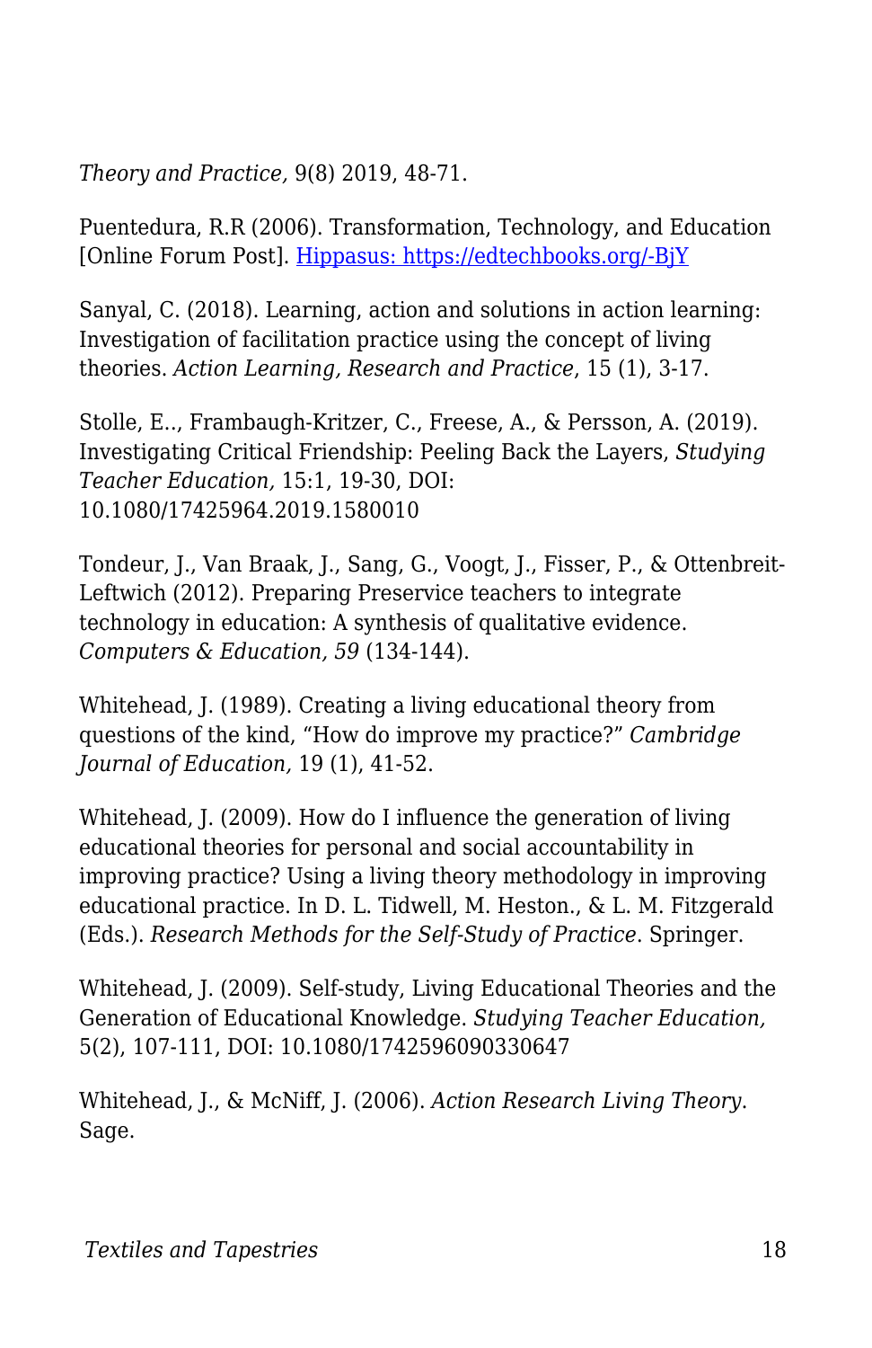*Theory and Practice,* 9(8) 2019, 48-71.

Puentedura, R.R (2006). Transformation, Technology, and Education [Online Forum Post]. [Hippasus: https://edtechbooks.org/-BjY](https://edtechbooks.org/-BjY)

Sanyal, C. (2018). Learning, action and solutions in action learning: Investigation of facilitation practice using the concept of living theories. *Action Learning, Research and Practice*, 15 (1), 3-17.

Stolle, E.., Frambaugh-Kritzer, C., Freese, A., & Persson, A. (2019). Investigating Critical Friendship: Peeling Back the Layers, *Studying Teacher Education,* 15:1, 19-30, DOI: 10.1080/17425964.2019.1580010

Tondeur, J., Van Braak, J., Sang, G., Voogt, J., Fisser, P., & Ottenbreit-Leftwich (2012). Preparing Preservice teachers to integrate technology in education: A synthesis of qualitative evidence. *Computers & Education, 59* (134-144).

Whitehead, J. (1989). Creating a living educational theory from questions of the kind, "How do improve my practice?" *Cambridge Journal of Education,* 19 (1), 41-52.

Whitehead, J. (2009). How do I influence the generation of living educational theories for personal and social accountability in improving practice? Using a living theory methodology in improving educational practice. In D. L. Tidwell, M. Heston., & L. M. Fitzgerald (Eds.). *Research Methods for the Self-Study of Practice*. Springer.

Whitehead, J. (2009). Self-study, Living Educational Theories and the Generation of Educational Knowledge. *Studying Teacher Education,* 5(2), 107-111, DOI: 10.1080/1742596090330647

Whitehead, J., & McNiff, J. (2006). *Action Research Living Theory*. Sage.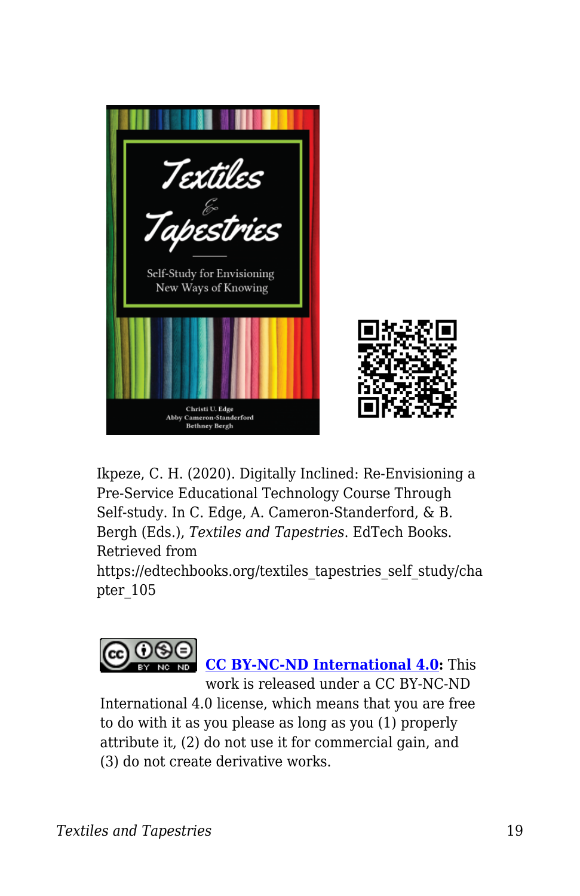Ikpeze, C. H. (2020). Digitally Inclined: Re-Envisioning a Pre-Service Educational Technology Course Through Self-study. In C. Edge, A. Cameron-Standerford, & B. Bergh (Eds.), *Textiles and Tapestries*. EdTech Books. Retrieved from https://edtechbooks.org/textiles_tapestries_self_study/chapter_105

**CC BY-NC-ND International 4.0:** This work is released under a CC BY-NC-ND International 4.0 license, which means that you are free to do with it as you please as long as you (1) properly attribute it, (2) do not use it for commercial gain, and (3) do not create derivative works.